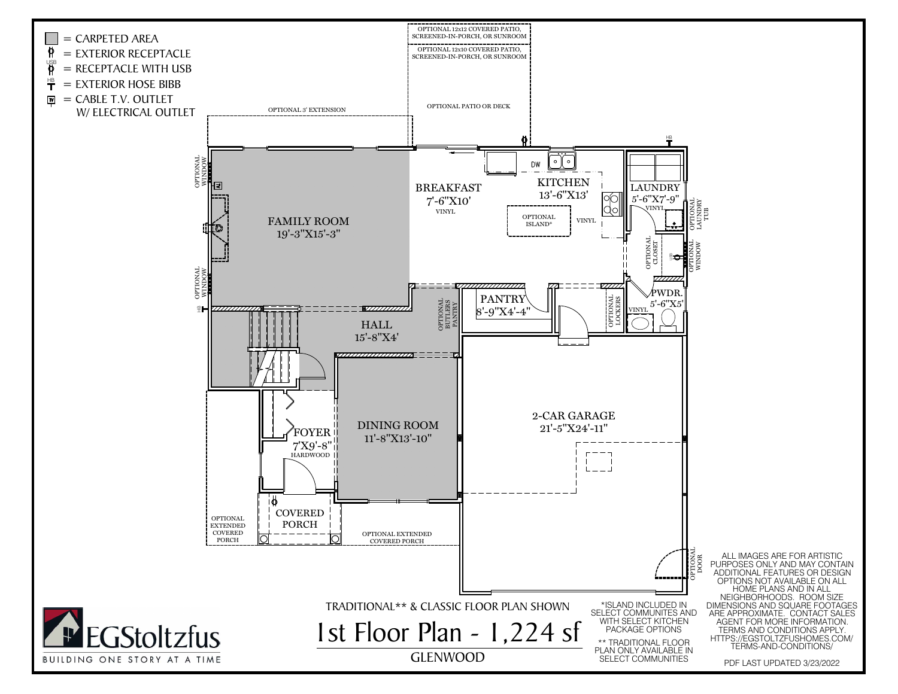- ▒ = CARPETED AREA
- = EXTERIOR RECEPTACLE
- USB = RECEPTACLE WITH USB
- HB = EXTERIOR HOSE BIBB
- TV = CABLE T.V. OUTLET W/ ELECTRICAL OUTLET

OPTIONAL 12x12 COVERED PATIO, SCREENED-IN-PORCH, OR SUNROOM

OPTIONAL 12x10 COVERED PATIO, SCREENED-IN-PORCH, OR SUNROOM

OPTIONAL PATIO OR DECK

OPTIONAL 3' EXTENSION

OPTIONAL WINDOW

FAMILY ROOM 19'-3"X15'-3"

OPTIONAL WINDOW

BREAKFAST 7'-6"X10' VINYL

DW

KITCHEN 13'-6"X13'

OPTIONAL ISLAND*

VINYL

LAUNDRY 5'-6"X7'-9" VINYL

OPTIONAL LAUNDRY TUB

OPTIONAL CLOSET

OPTIONAL WINDOW

PWDR. 5'-6"X5' VINYL

OPTIONAL LOCKERS

PANTRY 8'-9"X4'-4"

OPTIONAL BUTLERS PANTRY

HALL 15'-8"X4'

FOYER 7'X9'-8" HARDWOOD

DINING ROOM 11'-8"X13'-10"

2-CAR GARAGE 21'-5"X24'-11"

COVERED PORCH

OPTIONAL EXTENDED COVERED PORCH

OPTIONAL EXTENDED COVERED PORCH

OPTIONAL DOOR

TRADITIONAL** & CLASSIC FLOOR PLAN SHOWN

# 1st Floor Plan - 1,224 sf

GLENWOOD

*ISLAND INCLUDED IN SELECT COMMUNITES AND WITH SELECT KITCHEN PACKAGE OPTIONS

** TRADITIONAL FLOOR PLAN ONLY AVAILABLE IN SELECT COMMUNITIES

ALL IMAGES ARE FOR ARTISTIC PURPOSES ONLY AND MAY CONTAIN ADDITIONAL FEATURES OR DESIGN OPTIONS NOT AVAILABLE ON ALL HOME PLANS AND IN ALL NEIGHBORHOODS. ROOM SIZE DIMENSIONS AND SQUARE FOOTAGES ARE APPROXIMATE. CONTACT SALES AGENT FOR MORE INFORMATION. TERMS AND CONDITIONS APPLY. HTTPS://EGSTOLTZFUSHOMES.COM/TERMS-AND-CONDITIONS/

EGStoltzfus

BUILDING ONE STORY AT A TIME

PDF LAST UPDATED 3/23/2022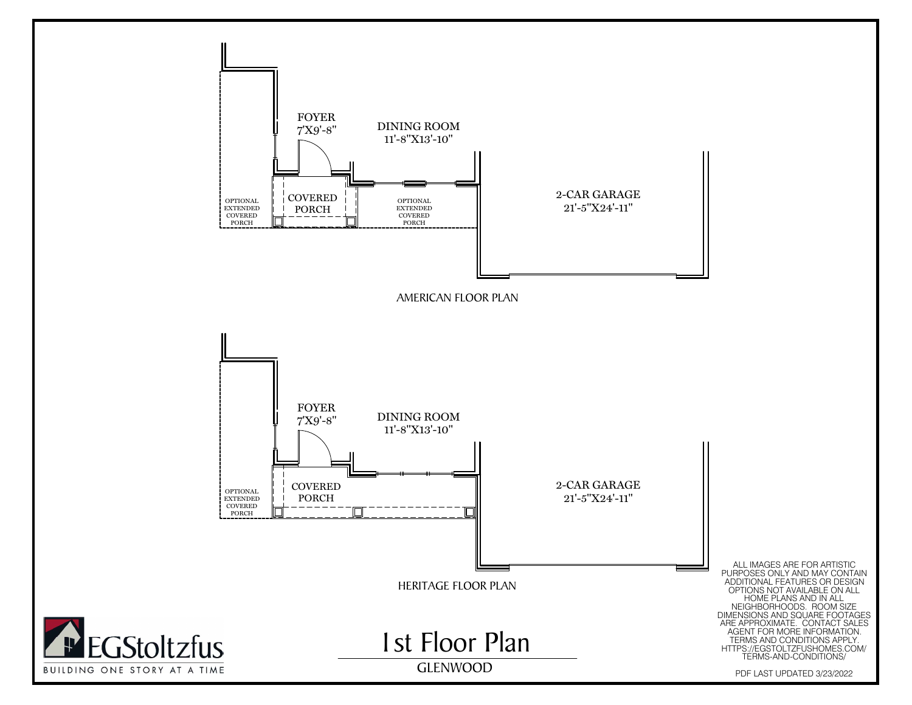FOYER
7'X9'-8"

DINING ROOM
11'-8"X13'-10"

2-CAR GARAGE
21'-5"X24'-11"

OPTIONAL EXTENDED COVERED PORCH

COVERED PORCH

OPTIONAL EXTENDED COVERED PORCH

AMERICAN FLOOR PLAN

FOYER
7'X9'-8"

DINING ROOM
11'-8"X13'-10"

2-CAR GARAGE
21'-5"X24'-11"

OPTIONAL EXTENDED COVERED PORCH

COVERED PORCH

HERITAGE FLOOR PLAN

ALL IMAGES ARE FOR ARTISTIC PURPOSES ONLY AND MAY CONTAIN ADDITIONAL FEATURES OR DESIGN OPTIONS NOT AVAILABLE ON ALL HOME PLANS AND IN ALL NEIGHBORHOODS. ROOM SIZE DIMENSIONS AND SQUARE FOOTAGES ARE APPROXIMATE. CONTACT SALES AGENT FOR MORE INFORMATION. TERMS AND CONDITIONS APPLY. HTTPS://EGSTOLTZFUSHOMES.COM/TERMS-AND-CONDITIONS/

EGStoltzfus
BUILDING ONE STORY AT A TIME

# 1st Floor Plan

GLENWOOD

PDF LAST UPDATED 3/23/2022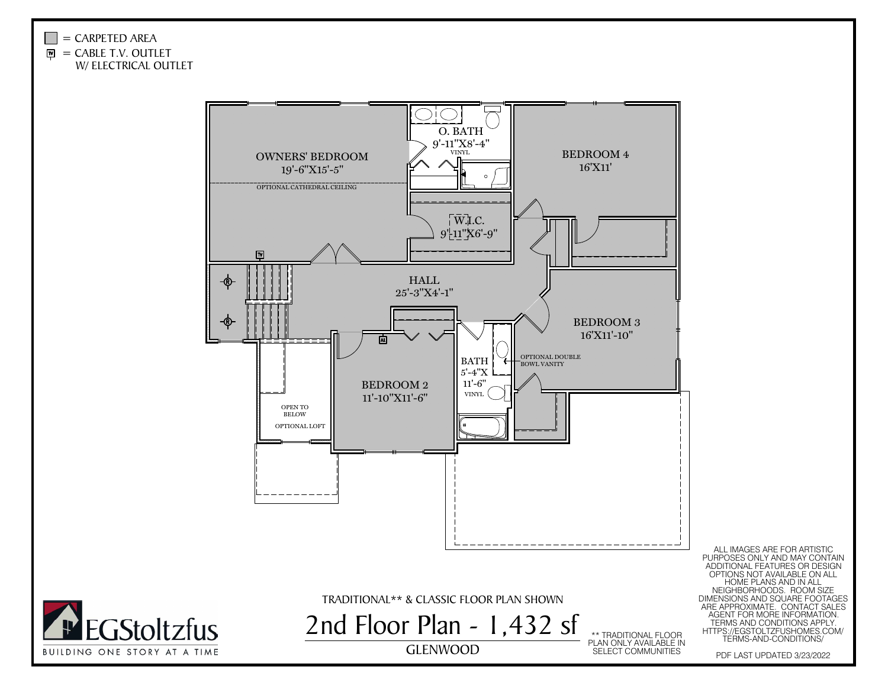= CARPETED AREA

= CABLE T.V. OUTLET W/ ELECTRICAL OUTLET

OWNERS' BEDROOM
19'-6"X15'-5"

OPTIONAL CATHEDRAL CEILING

O. BATH
9'-11"X8'-4"
VINYL

W.I.C.
9'-11"X6'-9"

BEDROOM 4
16'X11'

HALL
25'-3"X4'-1"

BEDROOM 3
16'X11'-10"

OPTIONAL DOUBLE BOWL VANITY

BATH
5'-4"X 11'-6"
VINYL

BEDROOM 2
11'-10"X11'-6"

OPEN TO BELOW

OPTIONAL LOFT

TRADITIONAL** & CLASSIC FLOOR PLAN SHOWN

# 2nd Floor Plan - 1,432 sf

GLENWOOD

** TRADITIONAL FLOOR PLAN ONLY AVAILABLE IN SELECT COMMUNITIES

ALL IMAGES ARE FOR ARTISTIC PURPOSES ONLY AND MAY CONTAIN ADDITIONAL FEATURES OR DESIGN OPTIONS NOT AVAILABLE ON ALL HOME PLANS AND IN ALL NEIGHBORHOODS. ROOM SIZE DIMENSIONS AND SQUARE FOOTAGES ARE APPROXIMATE. CONTACT SALES AGENT FOR MORE INFORMATION. TERMS AND CONDITIONS APPLY. HTTPS://EGSTOLTZFUSHOMES.COM/TERMS-AND-CONDITIONS/

PDF LAST UPDATED 3/23/2022

EGStoltzfus
BUILDING ONE STORY AT A TIME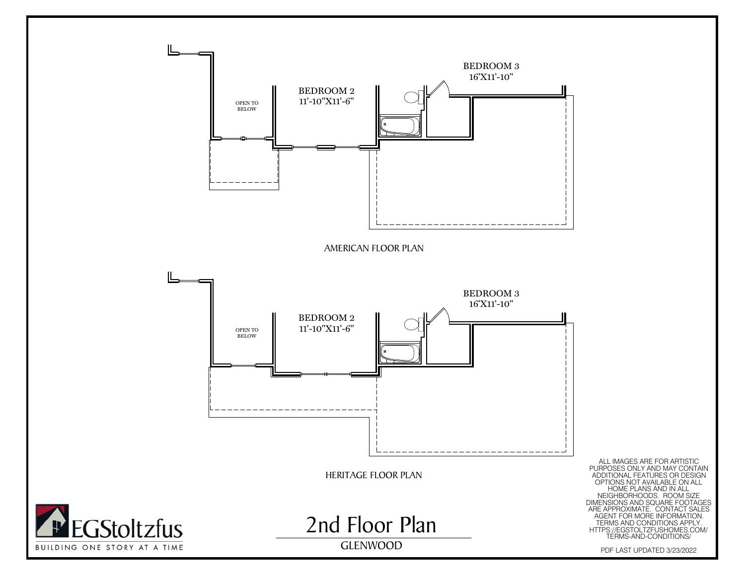BEDROOM 3
16'X11'-10"

OPEN TO BELOW

BEDROOM 2
11'-10"X11'-6"

AMERICAN FLOOR PLAN

BEDROOM 3
16'X11'-10"

OPEN TO BELOW

BEDROOM 2
11'-10"X11'-6"

HERITAGE FLOOR PLAN

EGStoltzfus
BUILDING ONE STORY AT A TIME

# 2nd Floor Plan

GLENWOOD

ALL IMAGES ARE FOR ARTISTIC PURPOSES ONLY AND MAY CONTAIN ADDITIONAL FEATURES OR DESIGN OPTIONS NOT AVAILABLE ON ALL HOME PLANS AND IN ALL NEIGHBORHOODS. ROOM SIZE DIMENSIONS AND SQUARE FOOTAGES ARE APPROXIMATE. CONTACT SALES AGENT FOR MORE INFORMATION. TERMS AND CONDITIONS APPLY. HTTPS://EGSTOLTZFUSHOMES.COM/TERMS-AND-CONDITIONS/

PDF LAST UPDATED 3/23/2022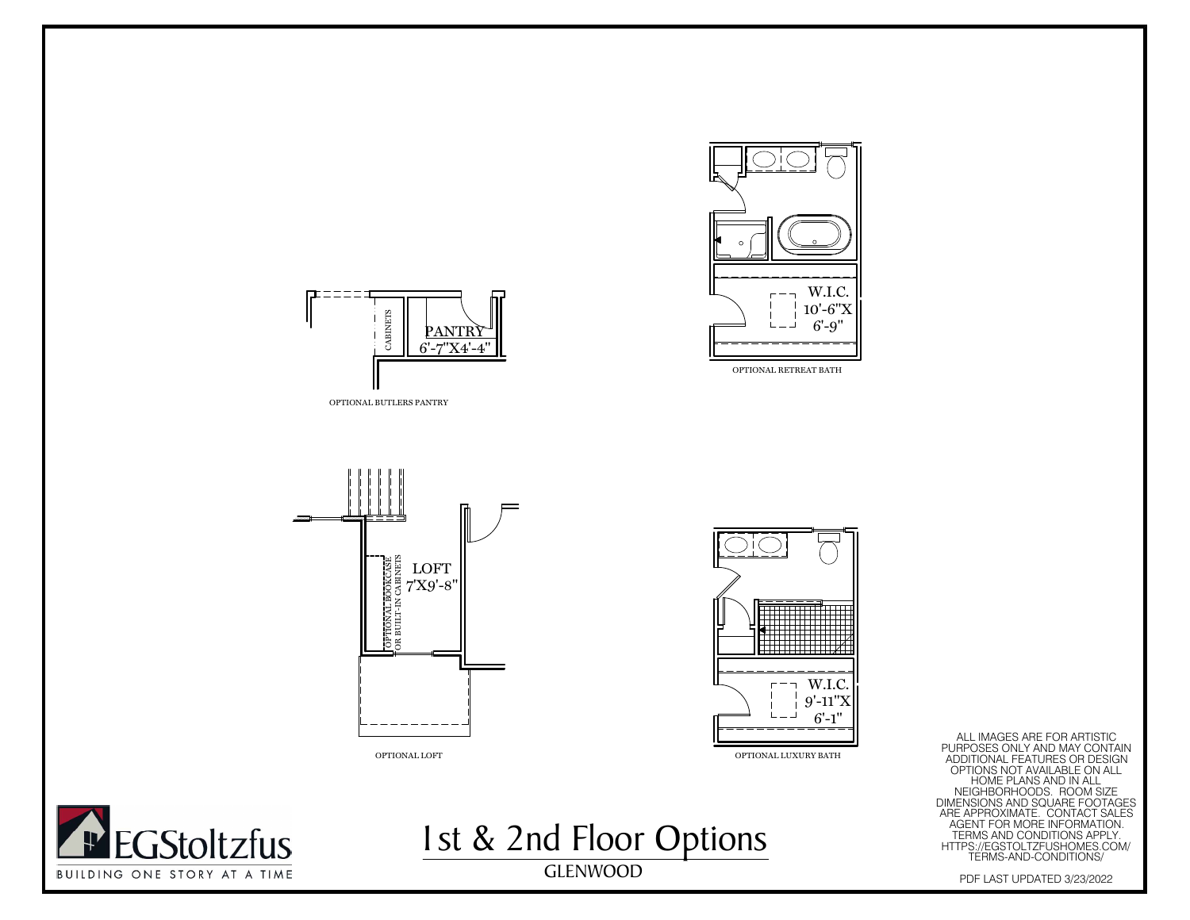CABINETS

PANTRY
6'-7"X4'-4"

OPTIONAL BUTLERS PANTRY

W.I.C.
10'-6"X
6'-9"

OPTIONAL RETREAT BATH

OPTIONAL BOOKCASE OR BUILT-IN CABINETS

LOFT
7'X9'-8"

OPTIONAL LOFT

W.I.C.
9'-11"X
6'-1"

OPTIONAL LUXURY BATH

ALL IMAGES ARE FOR ARTISTIC PURPOSES ONLY AND MAY CONTAIN ADDITIONAL FEATURES OR DESIGN OPTIONS NOT AVAILABLE ON ALL HOME PLANS AND IN ALL NEIGHBORHOODS. ROOM SIZE DIMENSIONS AND SQUARE FOOTAGES ARE APPROXIMATE. CONTACT SALES AGENT FOR MORE INFORMATION. TERMS AND CONDITIONS APPLY. HTTPS://EGSTOLTZFUSHOMES.COM/TERMS-AND-CONDITIONS/

EGStoltzfus
BUILDING ONE STORY AT A TIME

# 1st & 2nd Floor Options

GLENWOOD

PDF LAST UPDATED 3/23/2022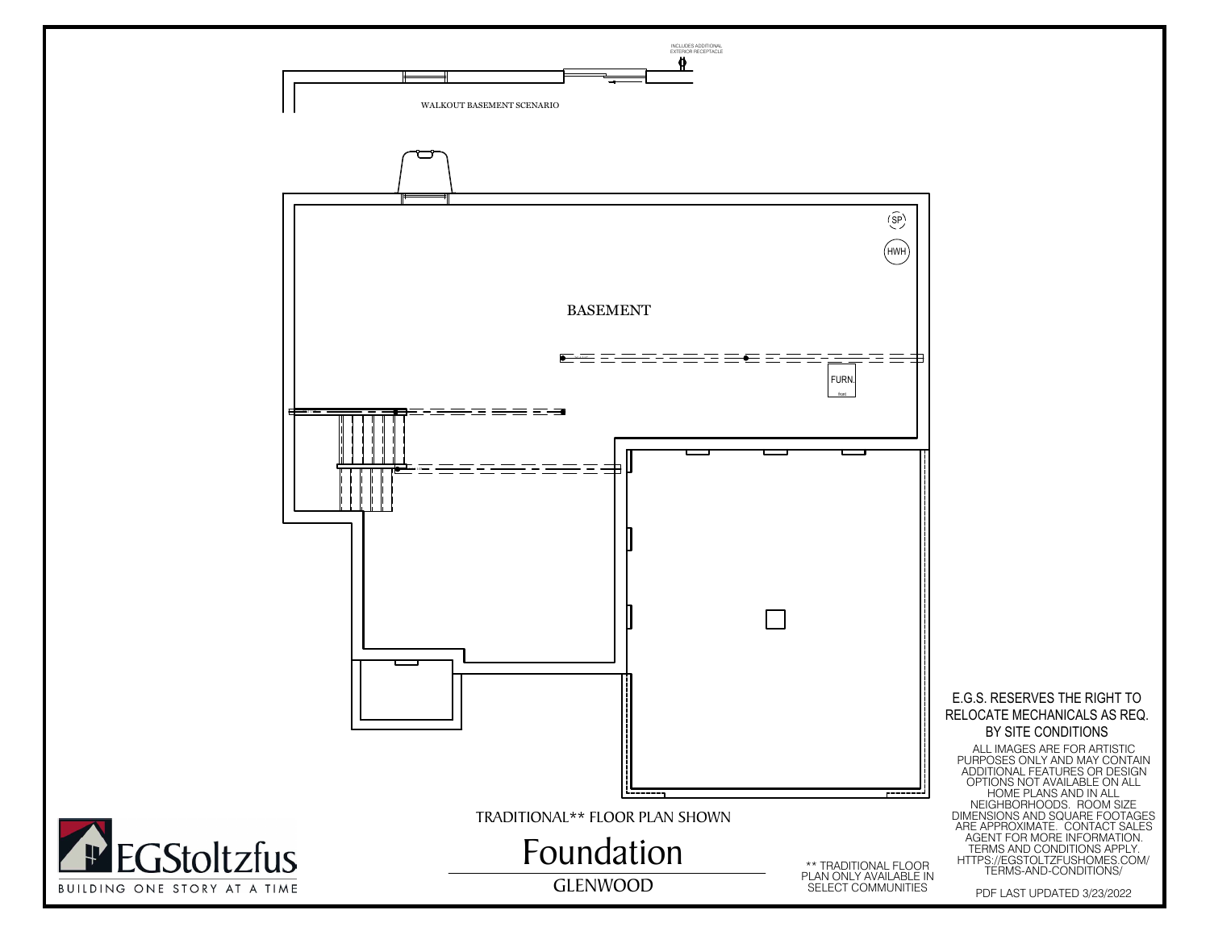INCLUDES ADDITIONAL EXTERIOR RECEPTACLE

WALKOUT BASEMENT SCENARIO

SP

HWH

BASEMENT

FURN.

TRADITIONAL** FLOOR PLAN SHOWN

# Foundation

GLENWOOD

** TRADITIONAL FLOOR PLAN ONLY AVAILABLE IN SELECT COMMUNITIES

E.G.S. RESERVES THE RIGHT TO RELOCATE MECHANICALS AS REQ. BY SITE CONDITIONS

ALL IMAGES ARE FOR ARTISTIC PURPOSES ONLY AND MAY CONTAIN ADDITIONAL FEATURES OR DESIGN OPTIONS NOT AVAILABLE ON ALL HOME PLANS AND IN ALL NEIGHBORHOODS. ROOM SIZE DIMENSIONS AND SQUARE FOOTAGES ARE APPROXIMATE. CONTACT SALES AGENT FOR MORE INFORMATION. TERMS AND CONDITIONS APPLY. HTTPS://EGSTOLTZFUSHOMES.COM/TERMS-AND-CONDITIONS/

PDF LAST UPDATED 3/23/2022

EGStoltzfus

BUILDING ONE STORY AT A TIME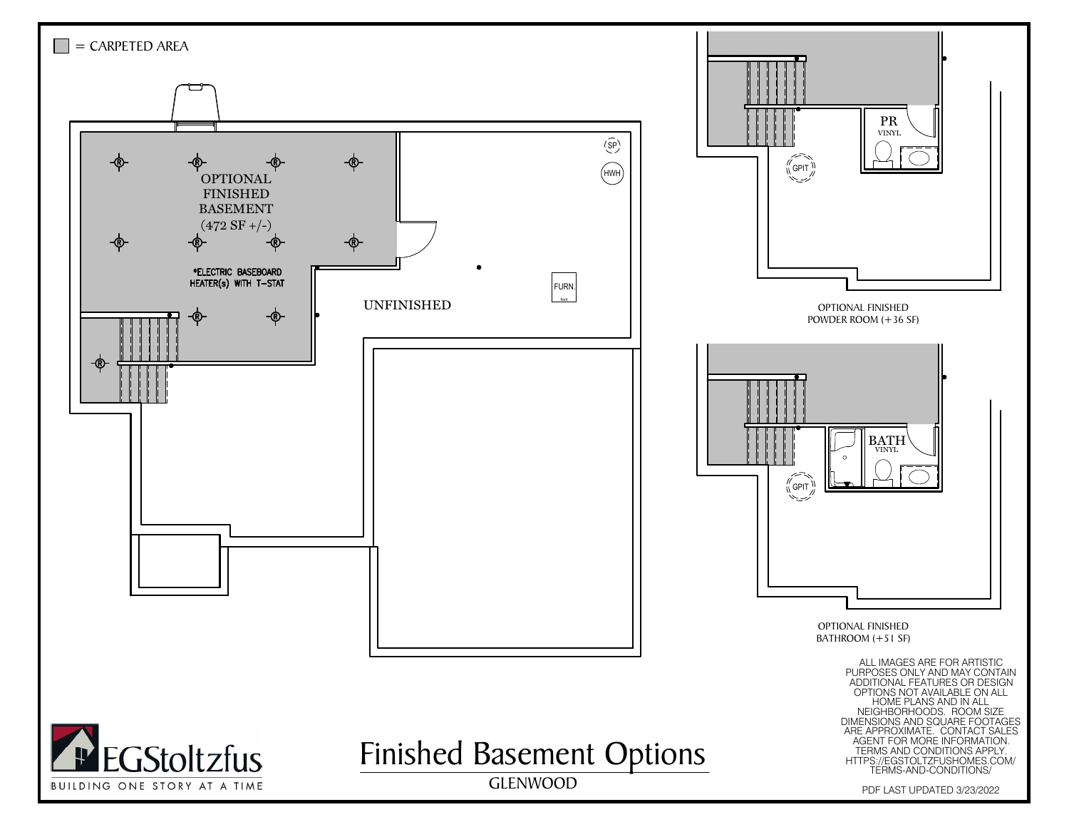# Finished Basement Options

## GLENWOOD

= CARPETED AREA

OPTIONAL FINISHED BASEMENT (472 SF +/-)

*ELECTRIC BASEBOARD HEATER(s) WITH T-STAT

UNFINISHED

SP

HWH

FURN.

front

PR

VINYL

GPIT

OPTIONAL FINISHED POWDER ROOM (+36 SF)

BATH

VINYL

GPIT

OPTIONAL FINISHED BATHROOM (+51 SF)

ALL IMAGES ARE FOR ARTISTIC PURPOSES ONLY AND MAY CONTAIN ADDITIONAL FEATURES OR DESIGN OPTIONS NOT AVAILABLE ON ALL HOME PLANS AND IN ALL NEIGHBORHOODS. ROOM SIZE DIMENSIONS AND SQUARE FOOTAGES ARE APPROXIMATE. CONTACT SALES AGENT FOR MORE INFORMATION. TERMS AND CONDITIONS APPLY. HTTPS://EGSTOLTZFUSHOMES.COM/TERMS-AND-CONDITIONS/

PDF LAST UPDATED 3/23/2022

EGStoltzfus

BUILDING ONE STORY AT A TIME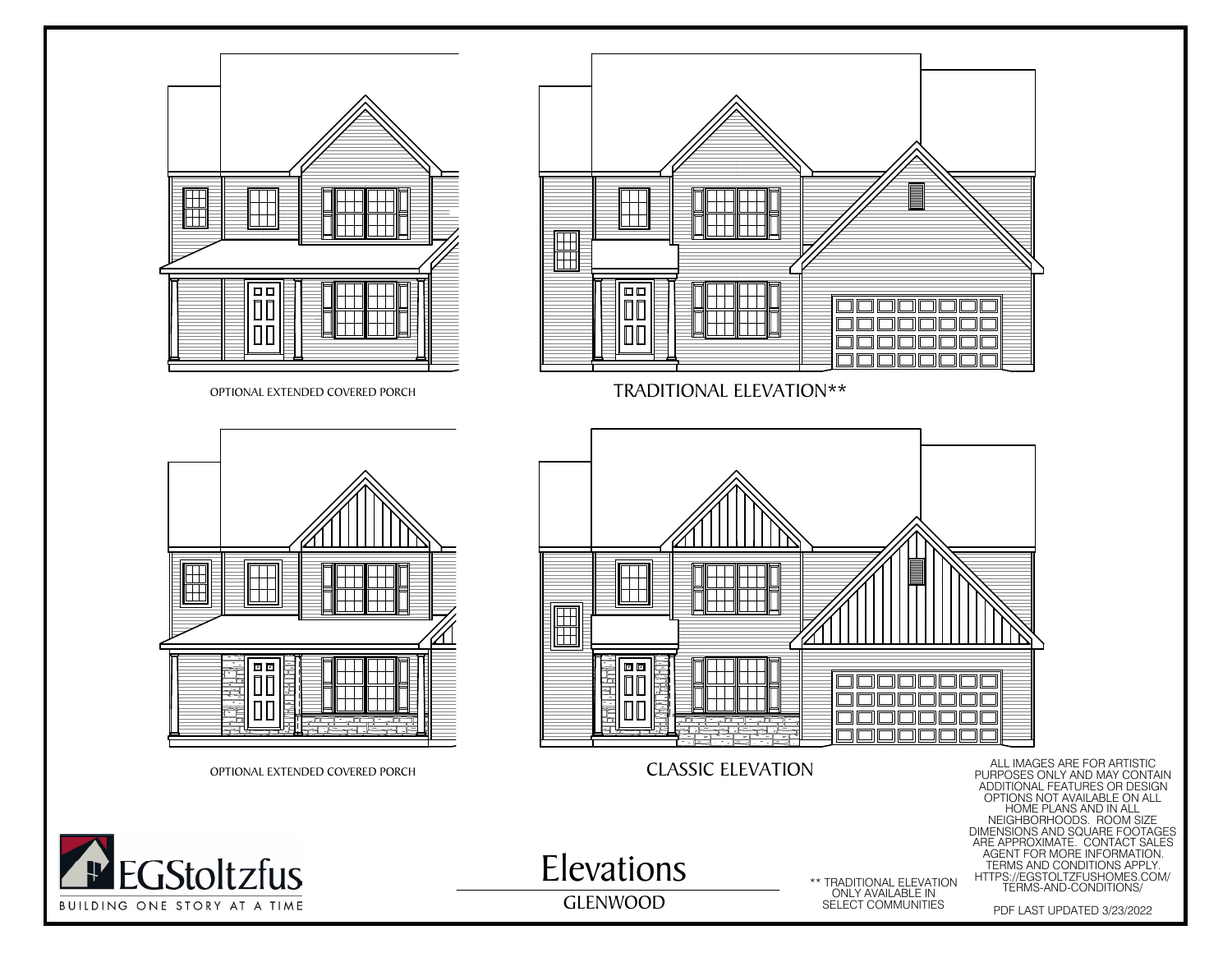OPTIONAL EXTENDED COVERED PORCH

TRADITIONAL ELEVATION**

OPTIONAL EXTENDED COVERED PORCH

CLASSIC ELEVATION

ALL IMAGES ARE FOR ARTISTIC PURPOSES ONLY AND MAY CONTAIN ADDITIONAL FEATURES OR DESIGN OPTIONS NOT AVAILABLE ON ALL HOME PLANS AND IN ALL NEIGHBORHOODS. ROOM SIZE DIMENSIONS AND SQUARE FOOTAGES ARE APPROXIMATE. CONTACT SALES AGENT FOR MORE INFORMATION. TERMS AND CONDITIONS APPLY. HTTPS://EGSTOLTZFUSHOMES.COM/TERMS-AND-CONDITIONS/

EGStoltzfus

BUILDING ONE STORY AT A TIME

# Elevations

GLENWOOD

** TRADITIONAL ELEVATION ONLY AVAILABLE IN SELECT COMMUNITIES

PDF LAST UPDATED 3/23/2022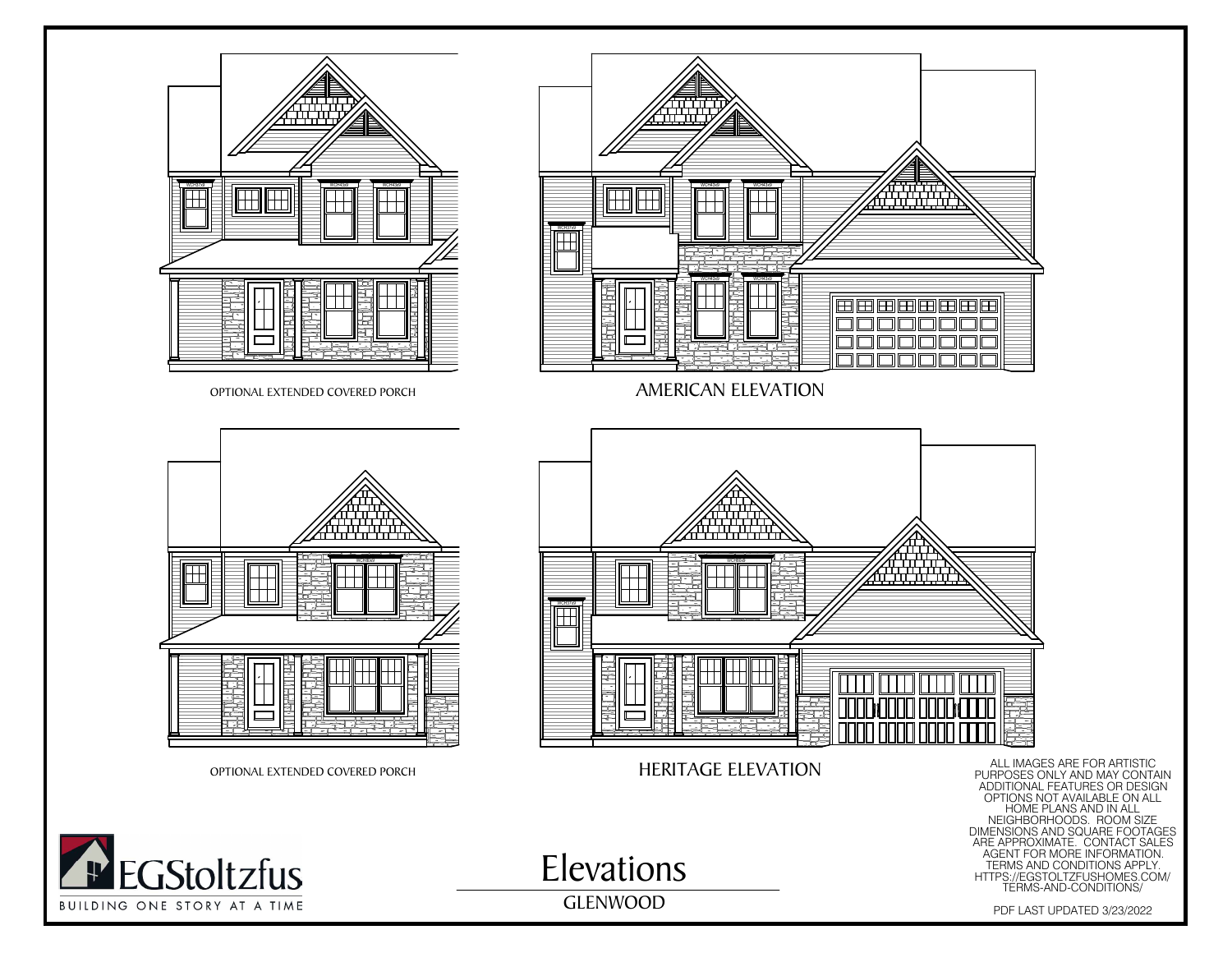OPTIONAL EXTENDED COVERED PORCH

AMERICAN ELEVATION

OPTIONAL EXTENDED COVERED PORCH

HERITAGE ELEVATION

ALL IMAGES ARE FOR ARTISTIC PURPOSES ONLY AND MAY CONTAIN ADDITIONAL FEATURES OR DESIGN OPTIONS NOT AVAILABLE ON ALL HOME PLANS AND IN ALL NEIGHBORHOODS. ROOM SIZE DIMENSIONS AND SQUARE FOOTAGES ARE APPROXIMATE. CONTACT SALES AGENT FOR MORE INFORMATION. TERMS AND CONDITIONS APPLY. HTTPS://EGSTOLTZFUSHOMES.COM/TERMS-AND-CONDITIONS/

EGStoltzfus

BUILDING ONE STORY AT A TIME

# Elevations

## GLENWOOD

PDF LAST UPDATED 3/23/2022